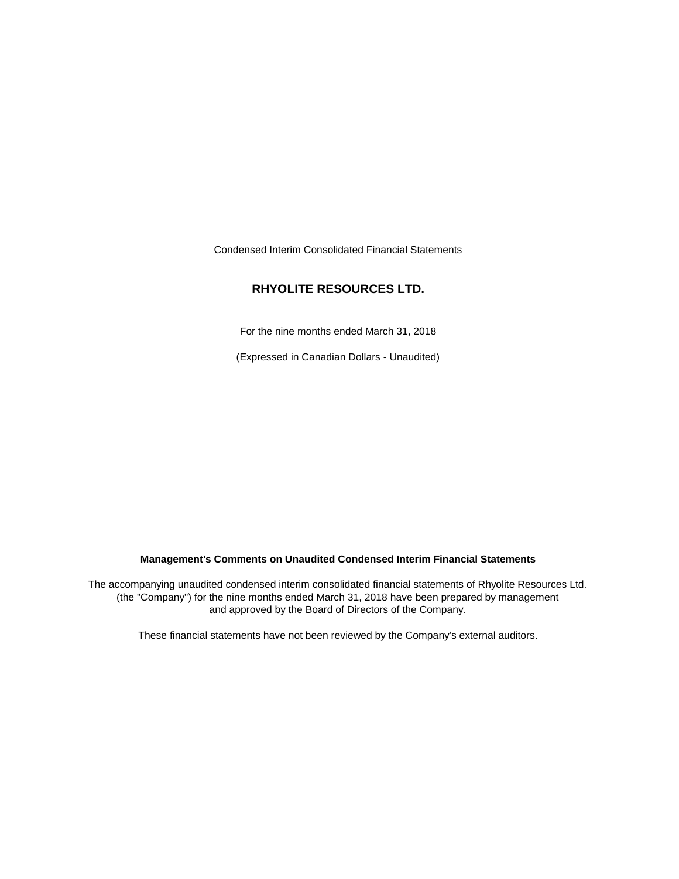Condensed Interim Consolidated Financial Statements

# RHYOLITE RESOURCES LTD.

For the nine months ended March 31, 2018

(Expressed in Canadian Dollars - Unaudited)

**Management's Comments on Unaudited Condensed Interim Financial Statements**

The accompanying unaudited condensed interim consolidated financial statements of Rhyolite Resources Ltd. (the "Company") for the nine months ended March 31, 2018 have been prepared by management and approved by the Board of Directors of the Company.

These financial statements have not been reviewed by the Company's external auditors.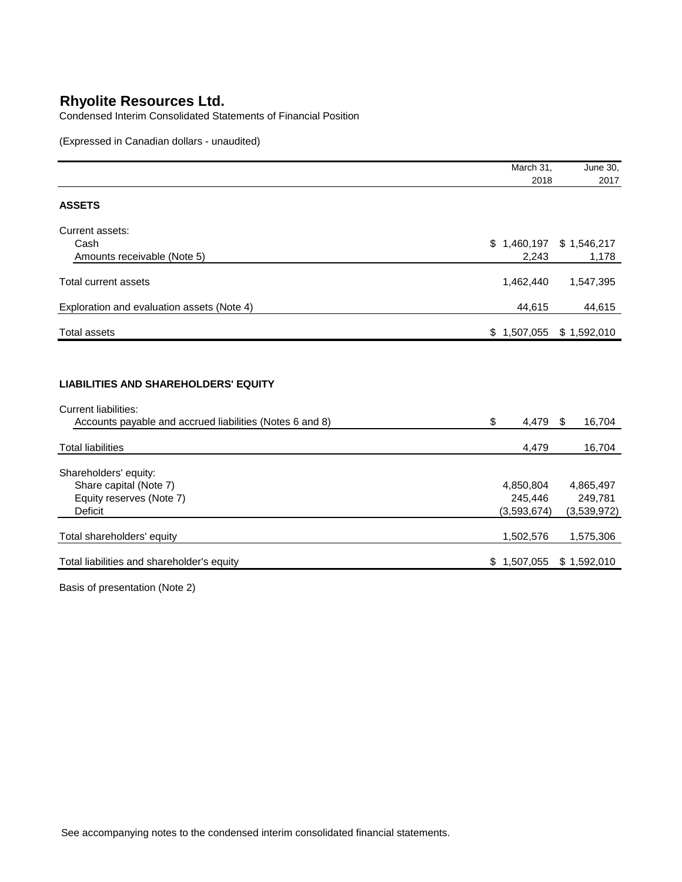# Rhyolite Resources Ltd.

Condensed Interim Consolidated Statements of Financial Position

(Expressed in Canadian dollars - unaudited)

| | March 31, 2018 | June 30, 2017 |
|---|---|---|
| **ASSETS** | | |
| Current assets: | | |
| Cash | $ 1,460,197 | $ 1,546,217 |
| Amounts receivable (Note 5) | 2,243 | 1,178 |
| Total current assets | 1,462,440 | 1,547,395 |
| Exploration and evaluation assets (Note 4) | 44,615 | 44,615 |
| Total assets | $ 1,507,055 | $ 1,592,010 |
| **LIABILITIES AND SHAREHOLDERS' EQUITY** | | |
| Current liabilities: | | |
| Accounts payable and accrued liabilities (Notes 6 and 8) | $ 4,479 | $ 16,704 |
| Total liabilities | 4,479 | 16,704 |
| Shareholders' equity: | | |
| Share capital (Note 7) | 4,850,804 | 4,865,497 |
| Equity reserves (Note 7) | 245,446 | 249,781 |
| Deficit | (3,593,674) | (3,539,972) |
| Total shareholders' equity | 1,502,576 | 1,575,306 |
| Total liabilities and shareholder's equity | $ 1,507,055 | $ 1,592,010 |

Basis of presentation (Note 2)

See accompanying notes to the condensed interim consolidated financial statements.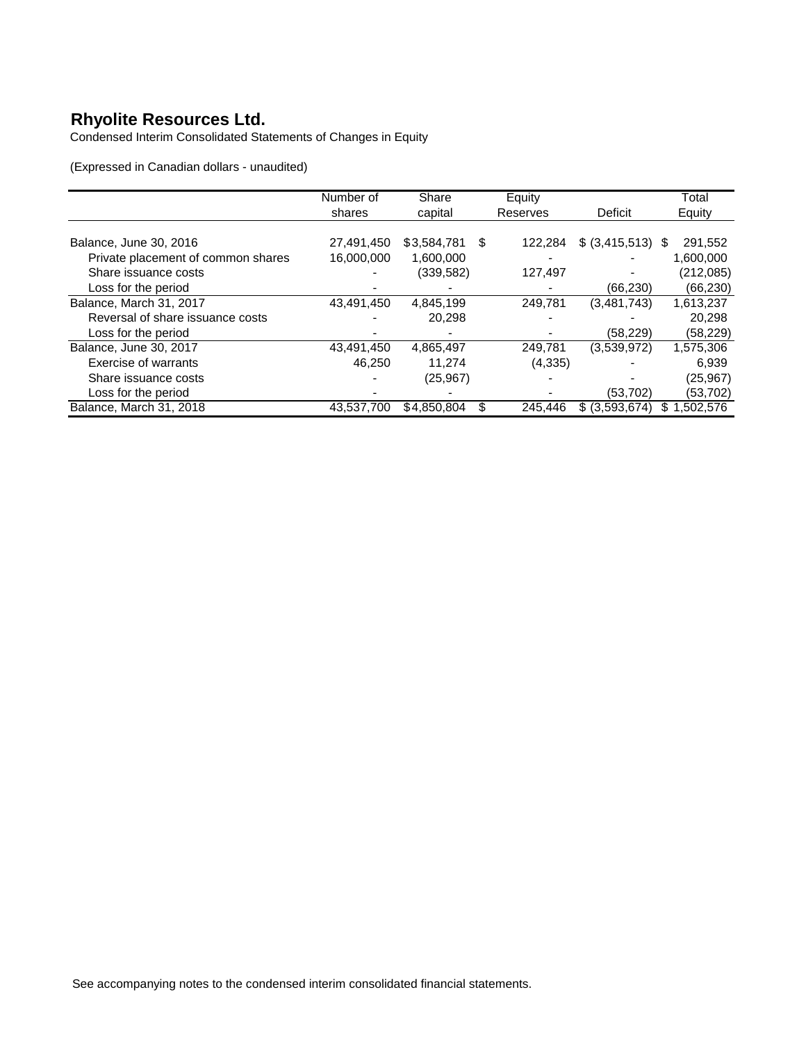# Rhyolite Resources Ltd.

Condensed Interim Consolidated Statements of Changes in Equity

(Expressed in Canadian dollars - unaudited)

| | Number of shares | Share capital | Equity Reserves | Deficit | Total Equity |
|---|---|---|---|---|---|
| Balance, June 30, 2016 | 27,491,450 | $3,584,781 | $ 122,284 | $ (3,415,513) | $ 291,552 |
| Private placement of common shares | 16,000,000 | 1,600,000 | - | - | 1,600,000 |
| Share issuance costs | - | (339,582) | 127,497 | - | (212,085) |
| Loss for the period | - | - | - | (66,230) | (66,230) |
| Balance, March 31, 2017 | 43,491,450 | 4,845,199 | 249,781 | (3,481,743) | 1,613,237 |
| Reversal of share issuance costs | - | 20,298 | - | - | 20,298 |
| Loss for the period | - | - | - | (58,229) | (58,229) |
| Balance, June 30, 2017 | 43,491,450 | 4,865,497 | 249,781 | (3,539,972) | 1,575,306 |
| Exercise of warrants | 46,250 | 11,274 | (4,335) | - | 6,939 |
| Share issuance costs | - | (25,967) | - | - | (25,967) |
| Loss for the period | - | - | - | (53,702) | (53,702) |
| Balance, March 31, 2018 | 43,537,700 | $4,850,804 | $ 245,446 | $ (3,593,674) | $ 1,502,576 |

See accompanying notes to the condensed interim consolidated financial statements.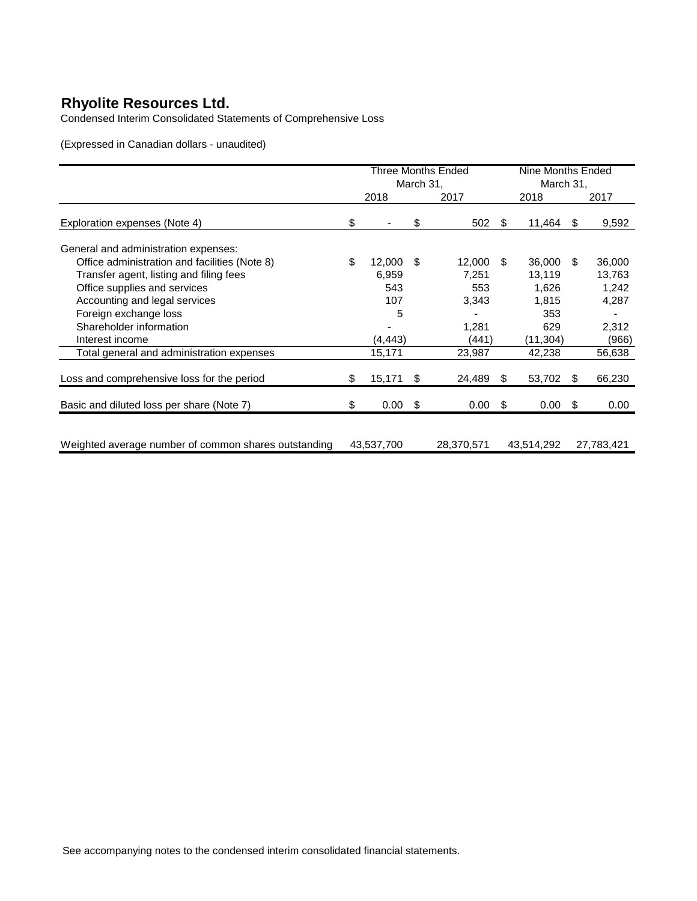# Rhyolite Resources Ltd.

Condensed Interim Consolidated Statements of Comprehensive Loss

(Expressed in Canadian dollars - unaudited)

| | Three Months Ended March 31, | | Nine Months Ended March 31, | |
|---|---|---|---|---|
| | 2018 | 2017 | 2018 | 2017 |
| Exploration expenses (Note 4) | $ - | $ 502 | $ 11,464 | $ 9,592 |
| General and administration expenses: | | | | |
| Office administration and facilities (Note 8) | $ 12,000 | $ 12,000 | $ 36,000 | $ 36,000 |
| Transfer agent, listing and filing fees | 6,959 | 7,251 | 13,119 | 13,763 |
| Office supplies and services | 543 | 553 | 1,626 | 1,242 |
| Accounting and legal services | 107 | 3,343 | 1,815 | 4,287 |
| Foreign exchange loss | 5 | - | 353 | - |
| Shareholder information | - | 1,281 | 629 | 2,312 |
| Interest income | (4,443) | (441) | (11,304) | (966) |
| Total general and administration expenses | 15,171 | 23,987 | 42,238 | 56,638 |
| Loss and comprehensive loss for the period | $ 15,171 | $ 24,489 | $ 53,702 | $ 66,230 |
| Basic and diluted loss per share (Note 7) | $ 0.00 | $ 0.00 | $ 0.00 | $ 0.00 |
| Weighted average number of common shares outstanding | 43,537,700 | 28,370,571 | 43,514,292 | 27,783,421 |

See accompanying notes to the condensed interim consolidated financial statements.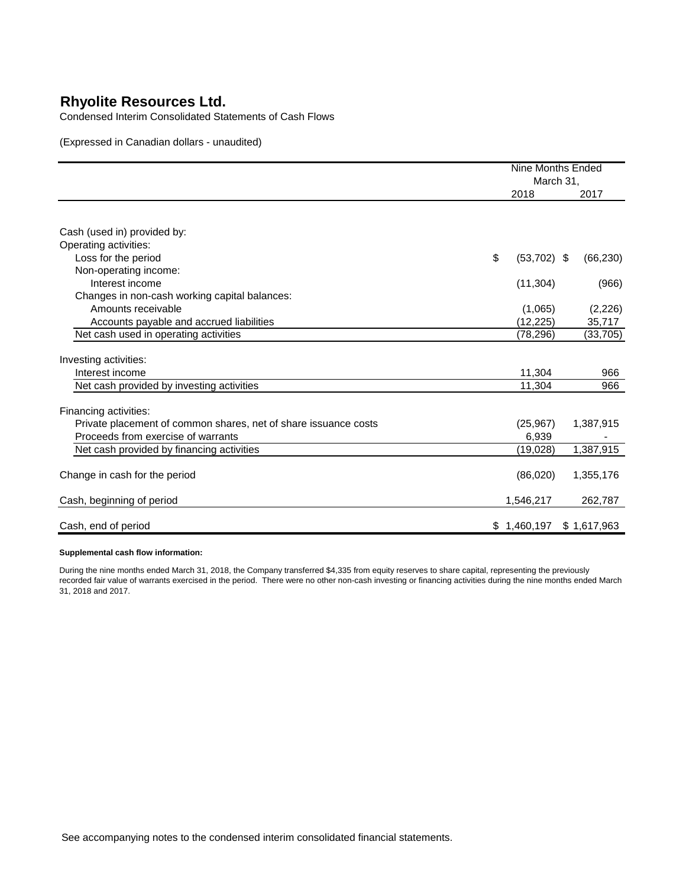# Rhyolite Resources Ltd.

Condensed Interim Consolidated Statements of Cash Flows

(Expressed in Canadian dollars - unaudited)

| | Nine Months Ended March 31, | |
|---|---|---|
| | 2018 | 2017 |
| Cash (used in) provided by: | | |
| Operating activities: | | |
| Loss for the period | $ (53,702) | $ (66,230) |
| Non-operating income: | | |
| Interest income | (11,304) | (966) |
| Changes in non-cash working capital balances: | | |
| Amounts receivable | (1,065) | (2,226) |
| Accounts payable and accrued liabilities | (12,225) | 35,717 |
| Net cash used in operating activities | (78,296) | (33,705) |
| Investing activities: | | |
| Interest income | 11,304 | 966 |
| Net cash provided by investing activities | 11,304 | 966 |
| Financing activities: | | |
| Private placement of common shares, net of share issuance costs | (25,967) | 1,387,915 |
| Proceeds from exercise of warrants | 6,939 | - |
| Net cash provided by financing activities | (19,028) | 1,387,915 |
| Change in cash for the period | (86,020) | 1,355,176 |
| Cash, beginning of period | 1,546,217 | 262,787 |
| Cash, end of period | $ 1,460,197 | $ 1,617,963 |

**Supplemental cash flow information:**

During the nine months ended March 31, 2018, the Company transferred $4,335 from equity reserves to share capital, representing the previously recorded fair value of warrants exercised in the period. There were no other non-cash investing or financing activities during the nine months ended March 31, 2018 and 2017.

See accompanying notes to the condensed interim consolidated financial statements.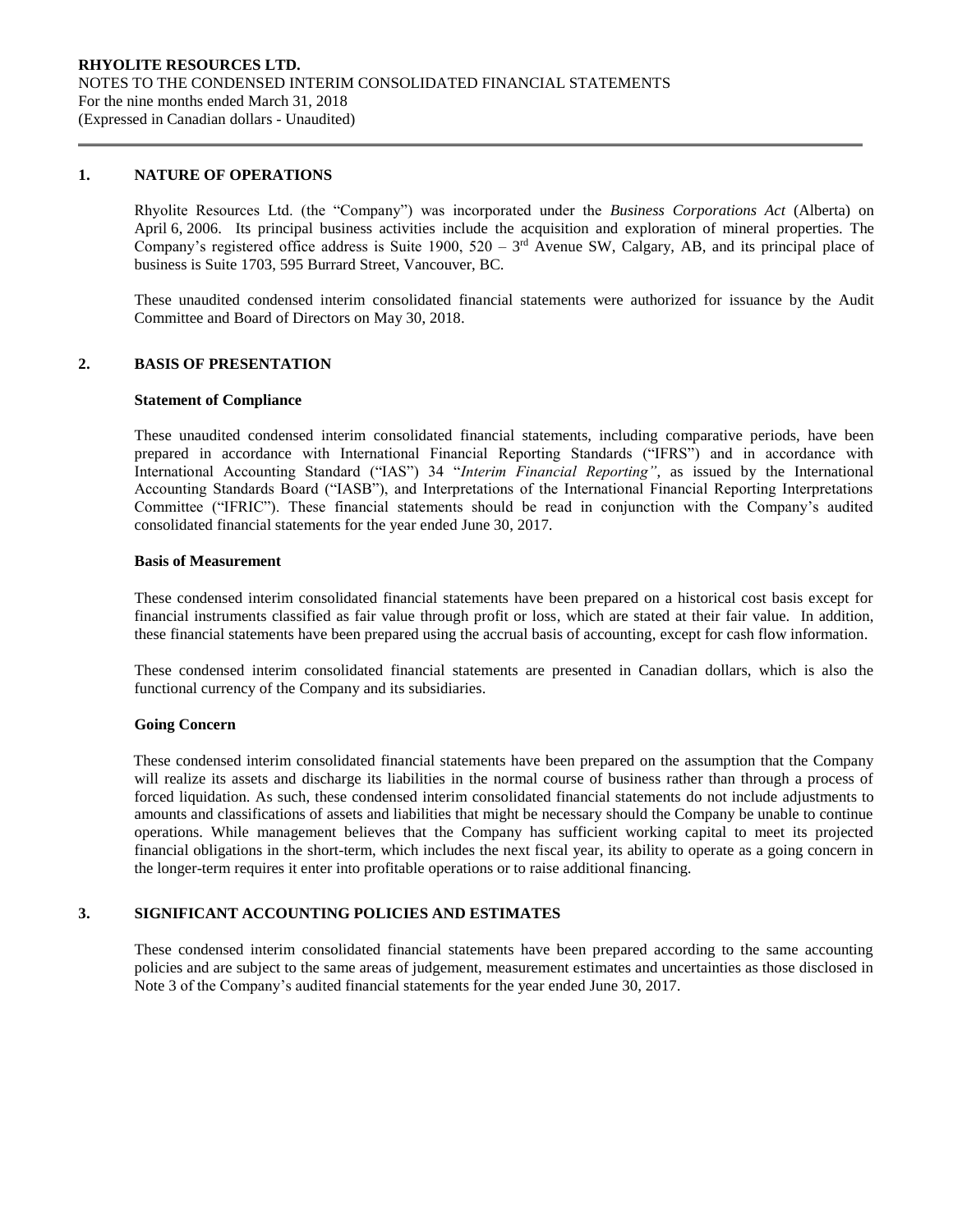## 1. NATURE OF OPERATIONS

Rhyolite Resources Ltd. (the "Company") was incorporated under the *Business Corporations Act* (Alberta) on April 6, 2006. Its principal business activities include the acquisition and exploration of mineral properties. The Company's registered office address is Suite 1900, 520 – 3rd Avenue SW, Calgary, AB, and its principal place of business is Suite 1703, 595 Burrard Street, Vancouver, BC.

These unaudited condensed interim consolidated financial statements were authorized for issuance by the Audit Committee and Board of Directors on May 30, 2018.

## 2. BASIS OF PRESENTATION

### Statement of Compliance

These unaudited condensed interim consolidated financial statements, including comparative periods, have been prepared in accordance with International Financial Reporting Standards ("IFRS") and in accordance with International Accounting Standard ("IAS") 34 "*Interim Financial Reporting"*, as issued by the International Accounting Standards Board ("IASB"), and Interpretations of the International Financial Reporting Interpretations Committee ("IFRIC"). These financial statements should be read in conjunction with the Company's audited consolidated financial statements for the year ended June 30, 2017.

### Basis of Measurement

These condensed interim consolidated financial statements have been prepared on a historical cost basis except for financial instruments classified as fair value through profit or loss, which are stated at their fair value. In addition, these financial statements have been prepared using the accrual basis of accounting, except for cash flow information.

These condensed interim consolidated financial statements are presented in Canadian dollars, which is also the functional currency of the Company and its subsidiaries.

### Going Concern

These condensed interim consolidated financial statements have been prepared on the assumption that the Company will realize its assets and discharge its liabilities in the normal course of business rather than through a process of forced liquidation. As such, these condensed interim consolidated financial statements do not include adjustments to amounts and classifications of assets and liabilities that might be necessary should the Company be unable to continue operations. While management believes that the Company has sufficient working capital to meet its projected financial obligations in the short-term, which includes the next fiscal year, its ability to operate as a going concern in the longer-term requires it enter into profitable operations or to raise additional financing.

## 3. SIGNIFICANT ACCOUNTING POLICIES AND ESTIMATES

These condensed interim consolidated financial statements have been prepared according to the same accounting policies and are subject to the same areas of judgement, measurement estimates and uncertainties as those disclosed in Note 3 of the Company's audited financial statements for the year ended June 30, 2017.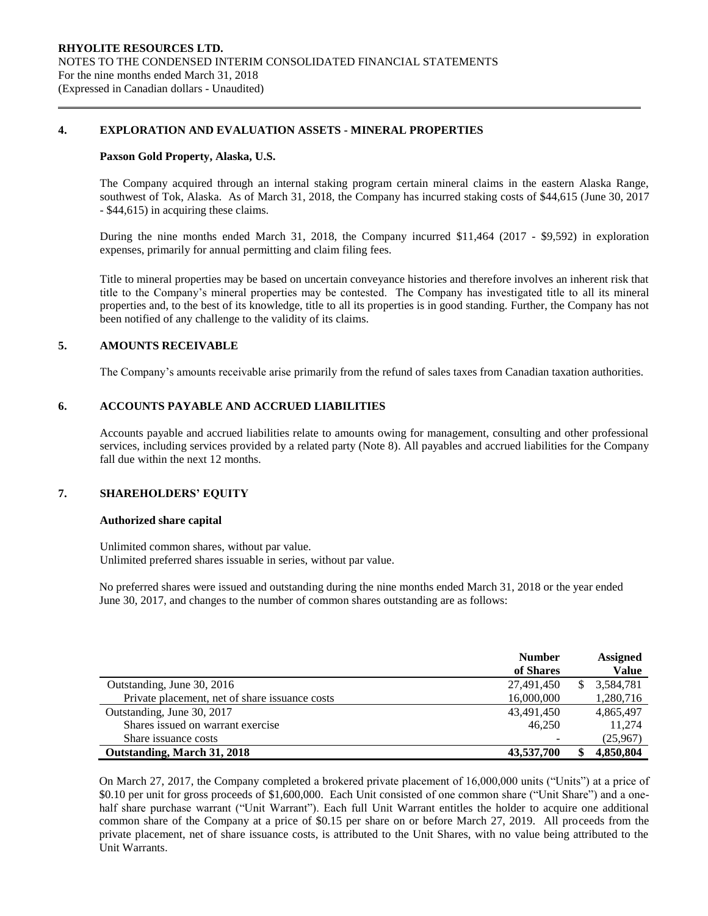## 4. EXPLORATION AND EVALUATION ASSETS - MINERAL PROPERTIES

**Paxson Gold Property, Alaska, U.S.**

The Company acquired through an internal staking program certain mineral claims in the eastern Alaska Range, southwest of Tok, Alaska. As of March 31, 2018, the Company has incurred staking costs of $44,615 (June 30, 2017 - $44,615) in acquiring these claims.

During the nine months ended March 31, 2018, the Company incurred $11,464 (2017 - $9,592) in exploration expenses, primarily for annual permitting and claim filing fees.

Title to mineral properties may be based on uncertain conveyance histories and therefore involves an inherent risk that title to the Company's mineral properties may be contested. The Company has investigated title to all its mineral properties and, to the best of its knowledge, title to all its properties is in good standing. Further, the Company has not been notified of any challenge to the validity of its claims.

## 5. AMOUNTS RECEIVABLE

The Company's amounts receivable arise primarily from the refund of sales taxes from Canadian taxation authorities.

## 6. ACCOUNTS PAYABLE AND ACCRUED LIABILITIES

Accounts payable and accrued liabilities relate to amounts owing for management, consulting and other professional services, including services provided by a related party (Note 8). All payables and accrued liabilities for the Company fall due within the next 12 months.

## 7. SHAREHOLDERS' EQUITY

**Authorized share capital**

Unlimited common shares, without par value.
Unlimited preferred shares issuable in series, without par value.

No preferred shares were issued and outstanding during the nine months ended March 31, 2018 or the year ended June 30, 2017, and changes to the number of common shares outstanding are as follows:

| | Number of Shares | Assigned Value |
|---|---|---|
| Outstanding, June 30, 2016 | 27,491,450 | $ 3,584,781 |
| Private placement, net of share issuance costs | 16,000,000 | 1,280,716 |
| Outstanding, June 30, 2017 | 43,491,450 | 4,865,497 |
| Shares issued on warrant exercise | 46,250 | 11,274 |
| Share issuance costs | - | (25,967) |
| **Outstanding, March 31, 2018** | **43,537,700** | **$ 4,850,804** |

On March 27, 2017, the Company completed a brokered private placement of 16,000,000 units ("Units") at a price of $0.10 per unit for gross proceeds of $1,600,000. Each Unit consisted of one common share ("Unit Share") and a one-half share purchase warrant ("Unit Warrant"). Each full Unit Warrant entitles the holder to acquire one additional common share of the Company at a price of $0.15 per share on or before March 27, 2019. All proceeds from the private placement, net of share issuance costs, is attributed to the Unit Shares, with no value being attributed to the Unit Warrants.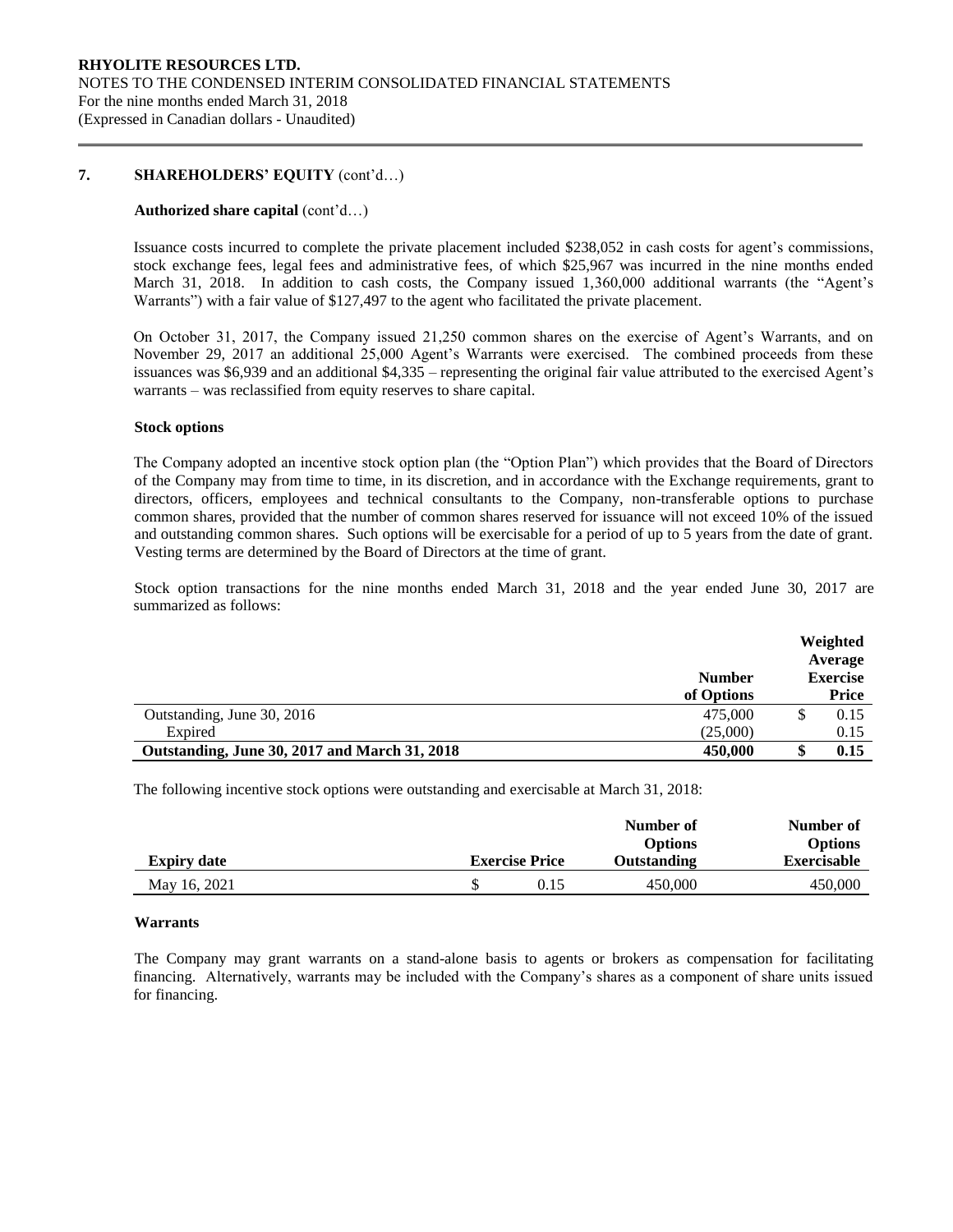## 7. SHAREHOLDERS' EQUITY (cont'd…)

### Authorized share capital (cont'd…)

Issuance costs incurred to complete the private placement included $238,052 in cash costs for agent's commissions, stock exchange fees, legal fees and administrative fees, of which $25,967 was incurred in the nine months ended March 31, 2018. In addition to cash costs, the Company issued 1,360,000 additional warrants (the "Agent's Warrants") with a fair value of $127,497 to the agent who facilitated the private placement.

On October 31, 2017, the Company issued 21,250 common shares on the exercise of Agent's Warrants, and on November 29, 2017 an additional 25,000 Agent's Warrants were exercised. The combined proceeds from these issuances was $6,939 and an additional $4,335 – representing the original fair value attributed to the exercised Agent's warrants – was reclassified from equity reserves to share capital.

### Stock options

The Company adopted an incentive stock option plan (the "Option Plan") which provides that the Board of Directors of the Company may from time to time, in its discretion, and in accordance with the Exchange requirements, grant to directors, officers, employees and technical consultants to the Company, non-transferable options to purchase common shares, provided that the number of common shares reserved for issuance will not exceed 10% of the issued and outstanding common shares. Such options will be exercisable for a period of up to 5 years from the date of grant. Vesting terms are determined by the Board of Directors at the time of grant.

Stock option transactions for the nine months ended March 31, 2018 and the year ended June 30, 2017 are summarized as follows:

| | Number of Options | Weighted Average Exercise Price |
|---|---|---|
| Outstanding, June 30, 2016 | 475,000 | $ 0.15 |
| Expired | (25,000) | 0.15 |
| **Outstanding, June 30, 2017 and March 31, 2018** | **450,000** | **$ 0.15** |

The following incentive stock options were outstanding and exercisable at March 31, 2018:

| Expiry date | Exercise Price | Number of Options Outstanding | Number of Options Exercisable |
|---|---|---|---|
| May 16, 2021 | $ 0.15 | 450,000 | 450,000 |

### Warrants

The Company may grant warrants on a stand-alone basis to agents or brokers as compensation for facilitating financing. Alternatively, warrants may be included with the Company's shares as a component of share units issued for financing.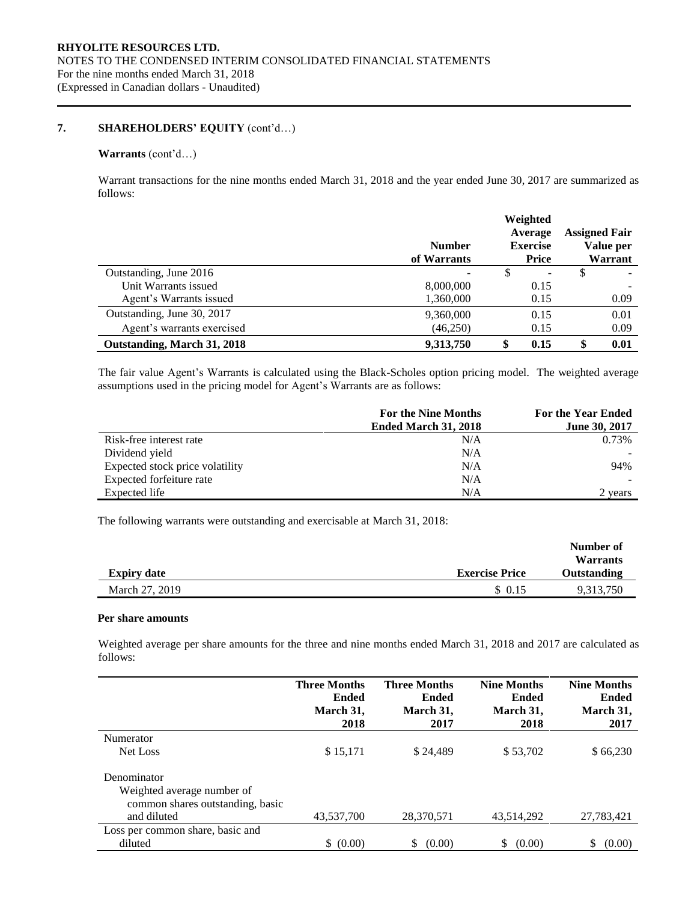**RHYOLITE RESOURCES LTD.**
NOTES TO THE CONDENSED INTERIM CONSOLIDATED FINANCIAL STATEMENTS
For the nine months ended March 31, 2018
(Expressed in Canadian dollars - Unaudited)

## 7. SHAREHOLDERS' EQUITY (cont'd…)

**Warrants** (cont'd…)

Warrant transactions for the nine months ended March 31, 2018 and the year ended June 30, 2017 are summarized as follows:

| | Number of Warrants | Weighted Average Exercise Price | Assigned Fair Value per Warrant |
|---|---|---|---|
| Outstanding, June 2016 | - | $ - | $ - |
| Unit Warrants issued | 8,000,000 | 0.15 | - |
| Agent's Warrants issued | 1,360,000 | 0.15 | 0.09 |
| Outstanding, June 30, 2017 | 9,360,000 | 0.15 | 0.01 |
| Agent's warrants exercised | (46,250) | 0.15 | 0.09 |
| **Outstanding, March 31, 2018** | **9,313,750** | **$ 0.15** | **$ 0.01** |

The fair value Agent's Warrants is calculated using the Black-Scholes option pricing model. The weighted average assumptions used in the pricing model for Agent's Warrants are as follows:

| | For the Nine Months Ended March 31, 2018 | For the Year Ended June 30, 2017 |
|---|---|---|
| Risk-free interest rate | N/A | 0.73% |
| Dividend yield | N/A | - |
| Expected stock price volatility | N/A | 94% |
| Expected forfeiture rate | N/A | - |
| Expected life | N/A | 2 years |

The following warrants were outstanding and exercisable at March 31, 2018:

| Expiry date | Exercise Price | Number of Warrants Outstanding |
|---|---|---|
| March 27, 2019 | $ 0.15 | 9,313,750 |

**Per share amounts**

Weighted average per share amounts for the three and nine months ended March 31, 2018 and 2017 are calculated as follows:

| | Three Months Ended March 31, 2018 | Three Months Ended March 31, 2017 | Nine Months Ended March 31, 2018 | Nine Months Ended March 31, 2017 |
|---|---|---|---|---|
| Numerator | | | | |
| Net Loss | $ 15,171 | $ 24,489 | $ 53,702 | $ 66,230 |
| Denominator | | | | |
| Weighted average number of common shares outstanding, basic and diluted | 43,537,700 | 28,370,571 | 43,514,292 | 27,783,421 |
| Loss per common share, basic and diluted | $ (0.00) | $ (0.00) | $ (0.00) | $ (0.00) |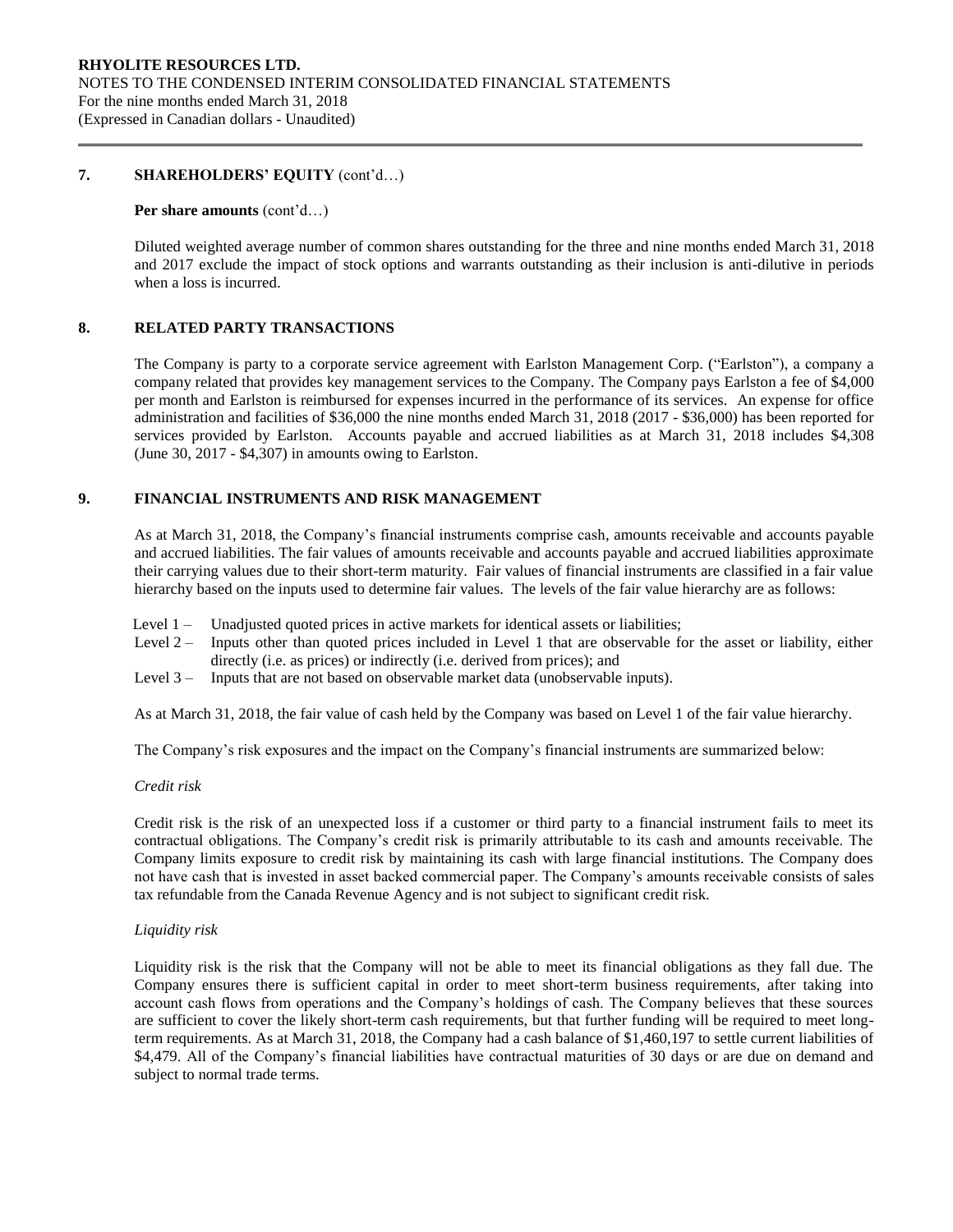## 7. SHAREHOLDERS' EQUITY (cont'd…)

**Per share amounts** (cont'd…)

Diluted weighted average number of common shares outstanding for the three and nine months ended March 31, 2018 and 2017 exclude the impact of stock options and warrants outstanding as their inclusion is anti-dilutive in periods when a loss is incurred.

## 8. RELATED PARTY TRANSACTIONS

The Company is party to a corporate service agreement with Earlston Management Corp. ("Earlston"), a company a company related that provides key management services to the Company. The Company pays Earlston a fee of $4,000 per month and Earlston is reimbursed for expenses incurred in the performance of its services. An expense for office administration and facilities of $36,000 the nine months ended March 31, 2018 (2017 - $36,000) has been reported for services provided by Earlston. Accounts payable and accrued liabilities as at March 31, 2018 includes $4,308 (June 30, 2017 - $4,307) in amounts owing to Earlston.

## 9. FINANCIAL INSTRUMENTS AND RISK MANAGEMENT

As at March 31, 2018, the Company's financial instruments comprise cash, amounts receivable and accounts payable and accrued liabilities. The fair values of amounts receivable and accounts payable and accrued liabilities approximate their carrying values due to their short-term maturity. Fair values of financial instruments are classified in a fair value hierarchy based on the inputs used to determine fair values. The levels of the fair value hierarchy are as follows:

- Level 1 – Unadjusted quoted prices in active markets for identical assets or liabilities;
- Level 2 – Inputs other than quoted prices included in Level 1 that are observable for the asset or liability, either directly (i.e. as prices) or indirectly (i.e. derived from prices); and
- Level 3 – Inputs that are not based on observable market data (unobservable inputs).

As at March 31, 2018, the fair value of cash held by the Company was based on Level 1 of the fair value hierarchy.

The Company's risk exposures and the impact on the Company's financial instruments are summarized below:

*Credit risk*

Credit risk is the risk of an unexpected loss if a customer or third party to a financial instrument fails to meet its contractual obligations. The Company's credit risk is primarily attributable to its cash and amounts receivable. The Company limits exposure to credit risk by maintaining its cash with large financial institutions. The Company does not have cash that is invested in asset backed commercial paper. The Company's amounts receivable consists of sales tax refundable from the Canada Revenue Agency and is not subject to significant credit risk.

*Liquidity risk*

Liquidity risk is the risk that the Company will not be able to meet its financial obligations as they fall due. The Company ensures there is sufficient capital in order to meet short-term business requirements, after taking into account cash flows from operations and the Company's holdings of cash. The Company believes that these sources are sufficient to cover the likely short-term cash requirements, but that further funding will be required to meet long-term requirements. As at March 31, 2018, the Company had a cash balance of $1,460,197 to settle current liabilities of $4,479. All of the Company's financial liabilities have contractual maturities of 30 days or are due on demand and subject to normal trade terms.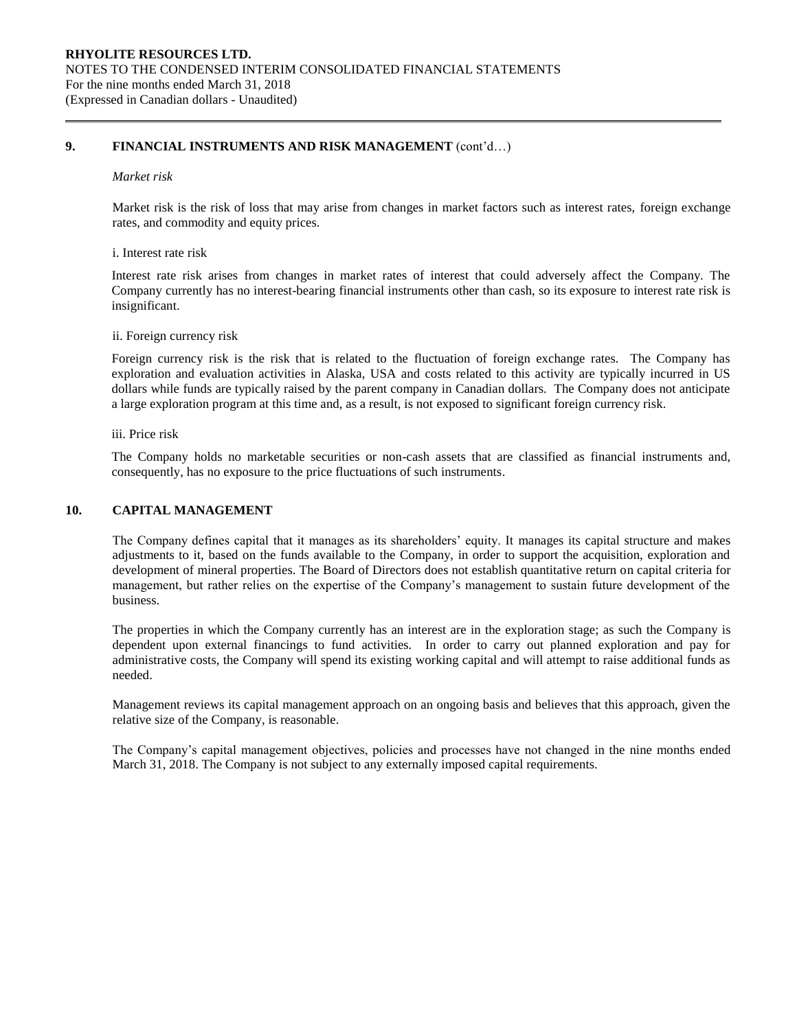## 9. FINANCIAL INSTRUMENTS AND RISK MANAGEMENT (cont'd…)

*Market risk*

Market risk is the risk of loss that may arise from changes in market factors such as interest rates, foreign exchange rates, and commodity and equity prices.

i. Interest rate risk

Interest rate risk arises from changes in market rates of interest that could adversely affect the Company. The Company currently has no interest-bearing financial instruments other than cash, so its exposure to interest rate risk is insignificant.

ii. Foreign currency risk

Foreign currency risk is the risk that is related to the fluctuation of foreign exchange rates. The Company has exploration and evaluation activities in Alaska, USA and costs related to this activity are typically incurred in US dollars while funds are typically raised by the parent company in Canadian dollars. The Company does not anticipate a large exploration program at this time and, as a result, is not exposed to significant foreign currency risk.

iii. Price risk

The Company holds no marketable securities or non-cash assets that are classified as financial instruments and, consequently, has no exposure to the price fluctuations of such instruments.

## 10. CAPITAL MANAGEMENT

The Company defines capital that it manages as its shareholders' equity. It manages its capital structure and makes adjustments to it, based on the funds available to the Company, in order to support the acquisition, exploration and development of mineral properties. The Board of Directors does not establish quantitative return on capital criteria for management, but rather relies on the expertise of the Company's management to sustain future development of the business.

The properties in which the Company currently has an interest are in the exploration stage; as such the Company is dependent upon external financings to fund activities. In order to carry out planned exploration and pay for administrative costs, the Company will spend its existing working capital and will attempt to raise additional funds as needed.

Management reviews its capital management approach on an ongoing basis and believes that this approach, given the relative size of the Company, is reasonable.

The Company's capital management objectives, policies and processes have not changed in the nine months ended March 31, 2018. The Company is not subject to any externally imposed capital requirements.